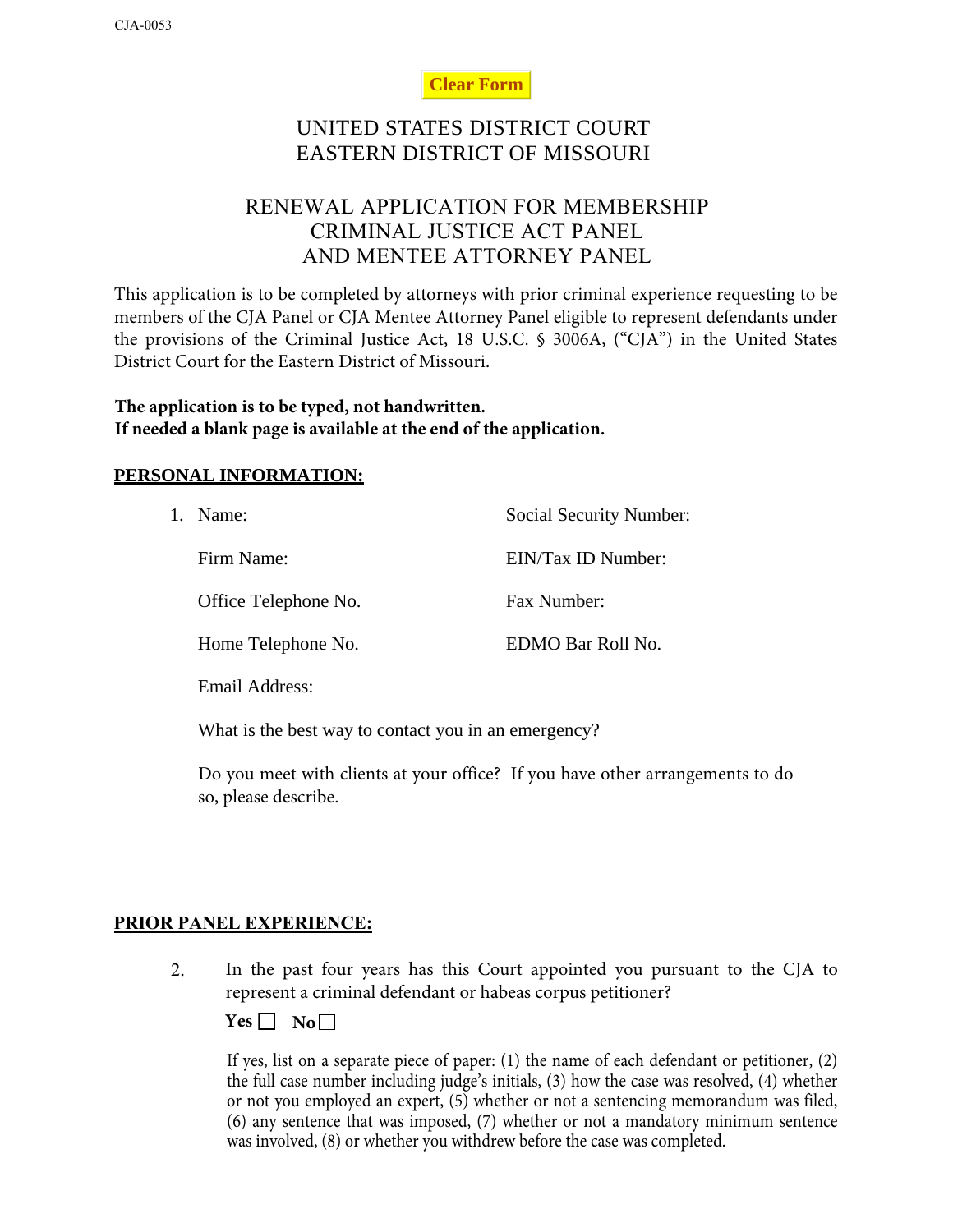CJA-0053

Clear Form

# UNITED STATES DISTRICT COURT
# EASTERN DISTRICT OF MISSOURI

## RENEWAL APPLICATION FOR MEMBERSHIP
## CRIMINAL JUSTICE ACT PANEL
## AND MENTEE ATTORNEY PANEL

This application is to be completed by attorneys with prior criminal experience requesting to be members of the CJA Panel or CJA Mentee Attorney Panel eligible to represent defendants under the provisions of the Criminal Justice Act, 18 U.S.C. § 3006A, ("CJA") in the United States District Court for the Eastern District of Missouri.

**The application is to be typed, not handwritten.**
**If needed a blank page is available at the end of the application.**

**PERSONAL INFORMATION:**

1. Name: Social Security Number:

   Firm Name: EIN/Tax ID Number:

   Office Telephone No. Fax Number:

   Home Telephone No. EDMO Bar Roll No.

   Email Address:

   What is the best way to contact you in an emergency?

   Do you meet with clients at your office? If you have other arrangements to do so, please describe.

**PRIOR PANEL EXPERIENCE:**

2. In the past four years has this Court appointed you pursuant to the CJA to represent a criminal defendant or habeas corpus petitioner?

   **Yes** ☐ **No** ☐

   If yes, list on a separate piece of paper: (1) the name of each defendant or petitioner, (2) the full case number including judge's initials, (3) how the case was resolved, (4) whether or not you employed an expert, (5) whether or not a sentencing memorandum was filed, (6) any sentence that was imposed, (7) whether or not a mandatory minimum sentence was involved, (8) or whether you withdrew before the case was completed.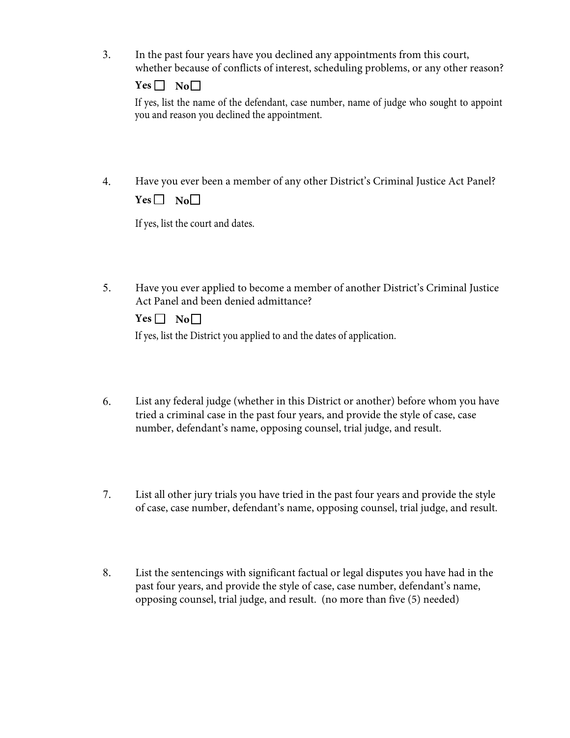3. In the past four years have you declined any appointments from this court, whether because of conflicts of interest, scheduling problems, or any other reason?

   **Yes** ☐ **No** ☐

   If yes, list the name of the defendant, case number, name of judge who sought to appoint you and reason you declined the appointment.

4. Have you ever been a member of any other District's Criminal Justice Act Panel?

   **Yes** ☐ **No** ☐

   If yes, list the court and dates.

5. Have you ever applied to become a member of another District's Criminal Justice Act Panel and been denied admittance?

   **Yes** ☐ **No** ☐

   If yes, list the District you applied to and the dates of application.

6. List any federal judge (whether in this District or another) before whom you have tried a criminal case in the past four years, and provide the style of case, case number, defendant's name, opposing counsel, trial judge, and result.

7. List all other jury trials you have tried in the past four years and provide the style of case, case number, defendant's name, opposing counsel, trial judge, and result.

8. List the sentencings with significant factual or legal disputes you have had in the past four years, and provide the style of case, case number, defendant's name, opposing counsel, trial judge, and result. (no more than five (5) needed)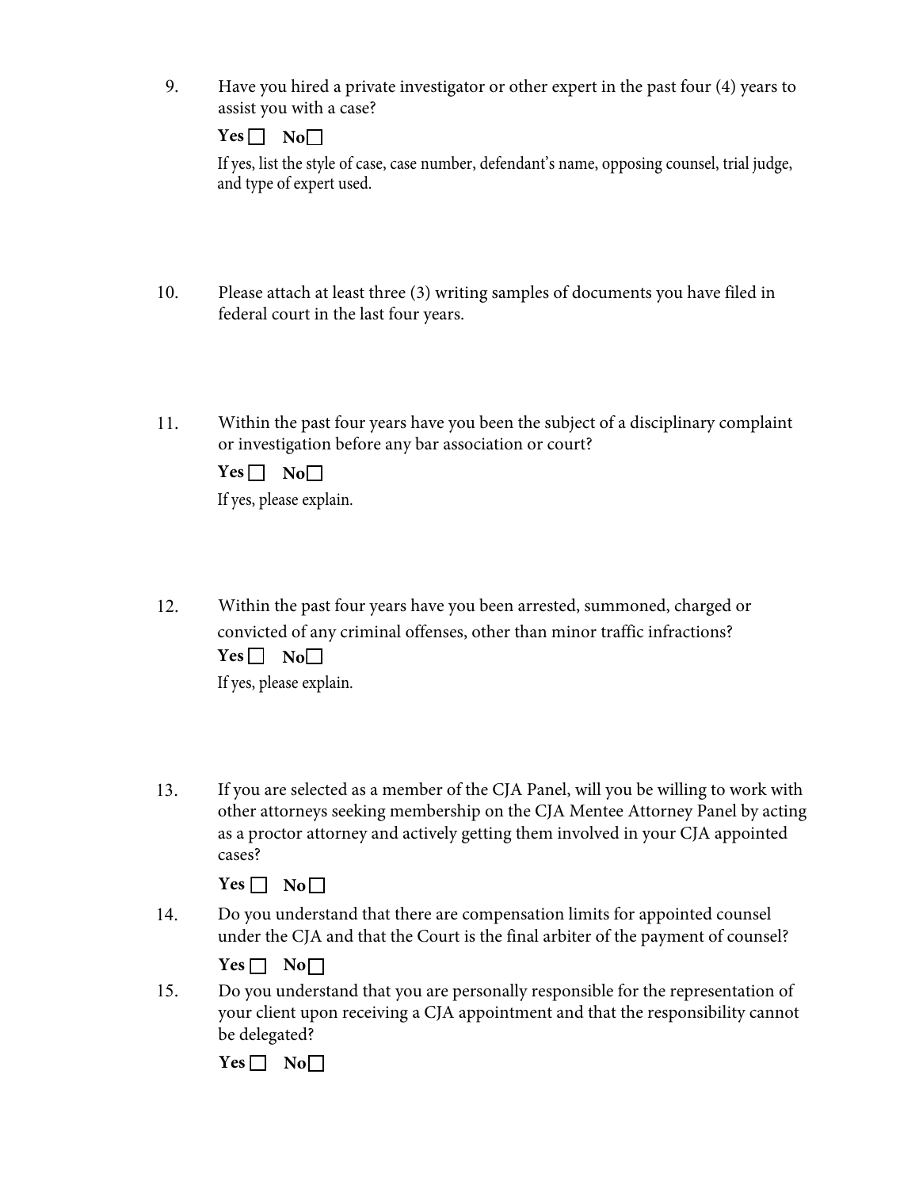9. Have you hired a private investigator or other expert in the past four (4) years to assist you with a case?

   **Yes** ☐ **No** ☐

   If yes, list the style of case, case number, defendant's name, opposing counsel, trial judge, and type of expert used.

10. Please attach at least three (3) writing samples of documents you have filed in federal court in the last four years.

11. Within the past four years have you been the subject of a disciplinary complaint or investigation before any bar association or court?

    **Yes** ☐ **No** ☐

    If yes, please explain.

12. Within the past four years have you been arrested, summoned, charged or convicted of any criminal offenses, other than minor traffic infractions?

    **Yes** ☐ **No** ☐

    If yes, please explain.

13. If you are selected as a member of the CJA Panel, will you be willing to work with other attorneys seeking membership on the CJA Mentee Attorney Panel by acting as a proctor attorney and actively getting them involved in your CJA appointed cases?

    **Yes** ☐ **No** ☐

14. Do you understand that there are compensation limits for appointed counsel under the CJA and that the Court is the final arbiter of the payment of counsel?

    **Yes** ☐ **No** ☐

15. Do you understand that you are personally responsible for the representation of your client upon receiving a CJA appointment and that the responsibility cannot be delegated?

    **Yes** ☐ **No** ☐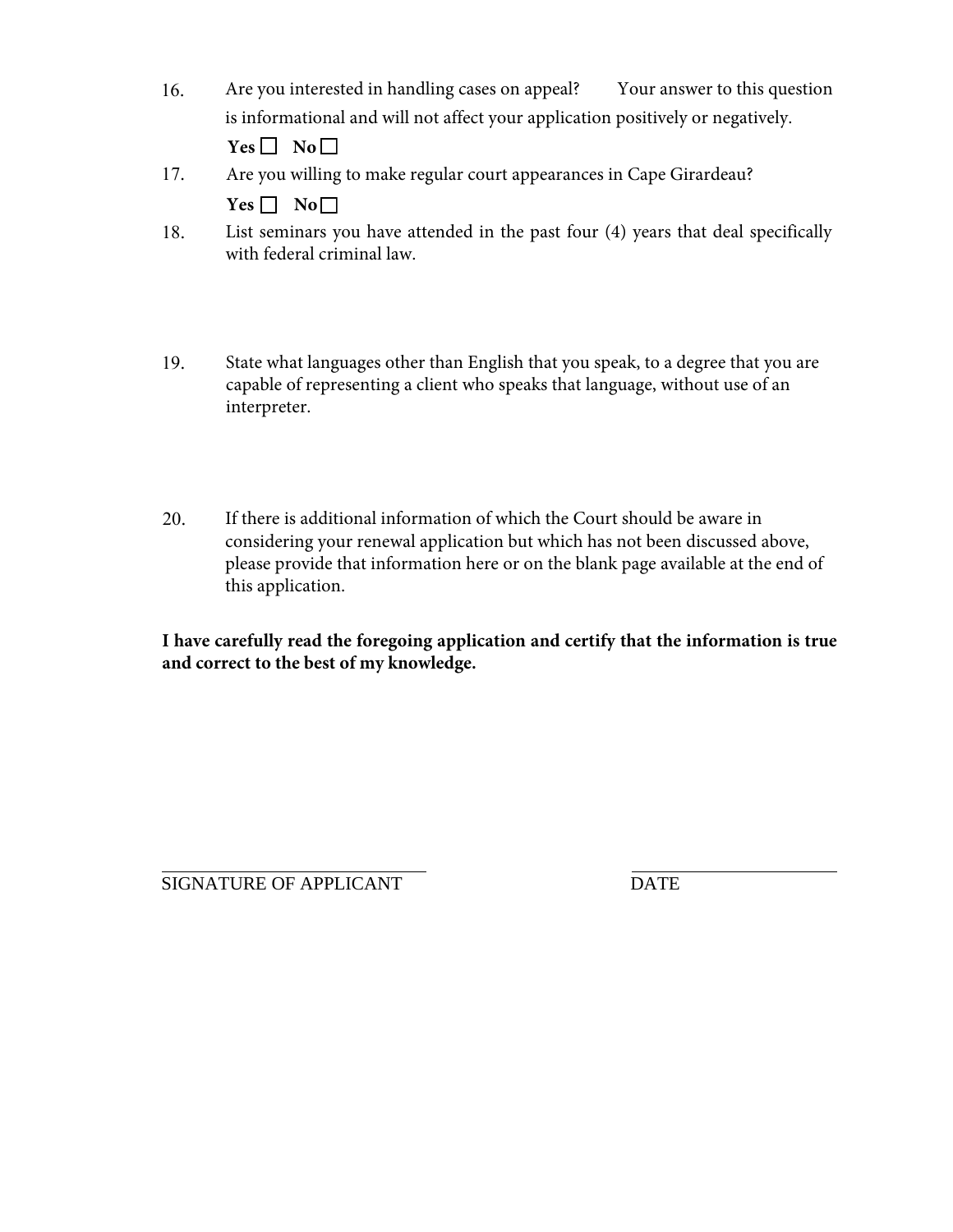16. Are you interested in handling cases on appeal? Your answer to this question is informational and will not affect your application positively or negatively.

    **Yes** ☐ **No** ☐

17. Are you willing to make regular court appearances in Cape Girardeau?

    **Yes** ☐ **No** ☐

18. List seminars you have attended in the past four (4) years that deal specifically with federal criminal law.

19. State what languages other than English that you speak, to a degree that you are capable of representing a client who speaks that language, without use of an interpreter.

20. If there is additional information of which the Court should be aware in considering your renewal application but which has not been discussed above, please provide that information here or on the blank page available at the end of this application.

**I have carefully read the foregoing application and certify that the information is true and correct to the best of my knowledge.**

\_\_\_\_\_\_\_\_\_\_\_\_\_\_\_\_\_\_\_\_\_\_\_\_\_\_\_\_
SIGNATURE OF APPLICANT

\_\_\_\_\_\_\_\_\_\_\_\_\_\_\_\_\_\_\_\_\_\_\_\_
DATE